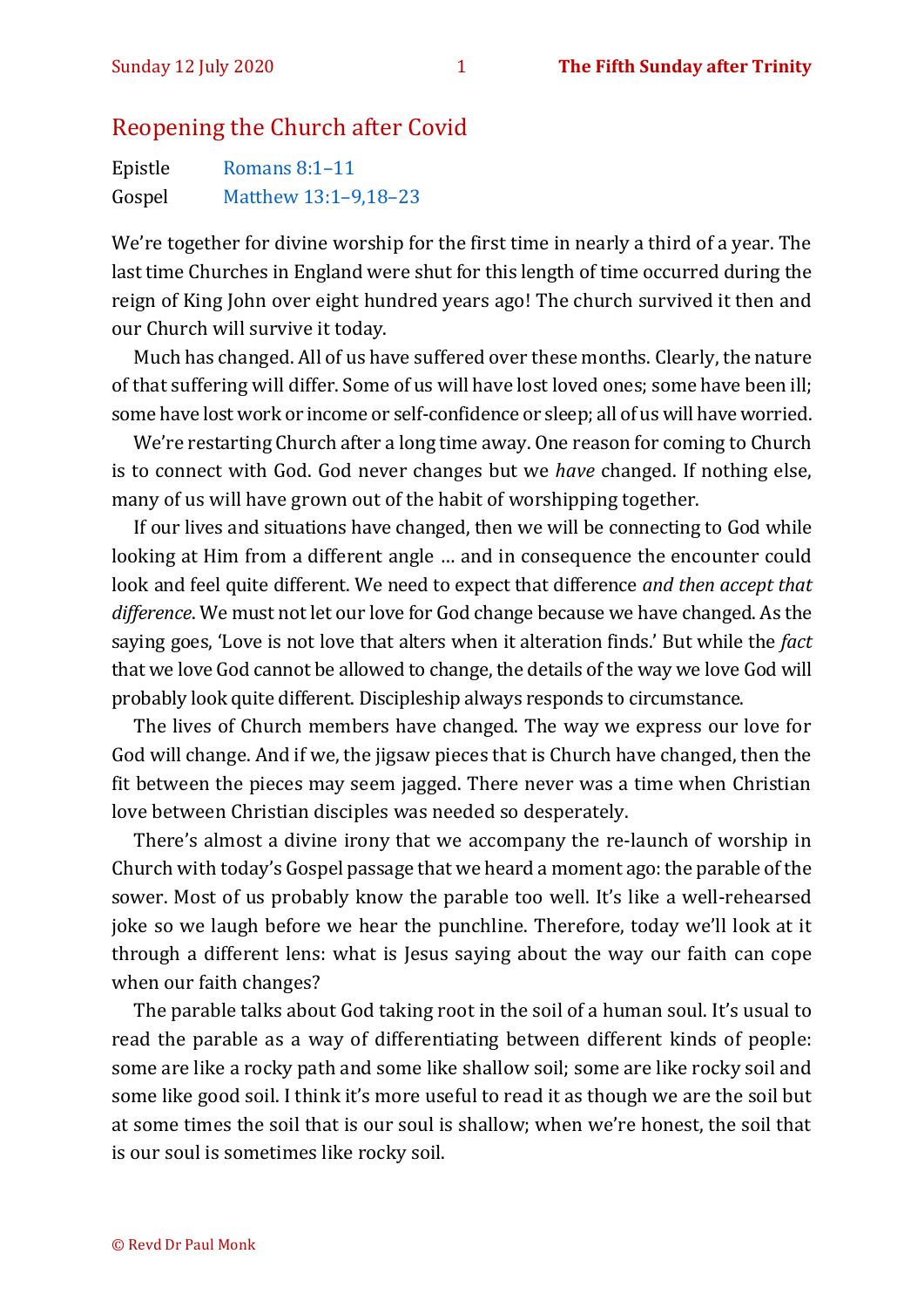# Reopening the Church after Covid

Epistle Romans 8:1–11
Gospel Matthew 13:1–9,18–23

We're together for divine worship for the first time in nearly a third of a year. The last time Churches in England were shut for this length of time occurred during the reign of King John over eight hundred years ago! The church survived it then and our Church will survive it today.

Much has changed. All of us have suffered over these months. Clearly, the nature of that suffering will differ. Some of us will have lost loved ones; some have been ill; some have lost work or income or self-confidence or sleep; all of us will have worried.

We're restarting Church after a long time away. One reason for coming to Church is to connect with God. God never changes but we *have* changed. If nothing else, many of us will have grown out of the habit of worshipping together.

If our lives and situations have changed, then we will be connecting to God while looking at Him from a different angle … and in consequence the encounter could look and feel quite different. We need to expect that difference *and then accept that difference*. We must not let our love for God change because we have changed. As the saying goes, 'Love is not love that alters when it alteration finds.' But while the *fact* that we love God cannot be allowed to change, the details of the way we love God will probably look quite different. Discipleship always responds to circumstance.

The lives of Church members have changed. The way we express our love for God will change. And if we, the jigsaw pieces that is Church have changed, then the fit between the pieces may seem jagged. There never was a time when Christian love between Christian disciples was needed so desperately.

There's almost a divine irony that we accompany the re-launch of worship in Church with today's Gospel passage that we heard a moment ago: the parable of the sower. Most of us probably know the parable too well. It's like a well-rehearsed joke so we laugh before we hear the punchline. Therefore, today we'll look at it through a different lens: what is Jesus saying about the way our faith can cope when our faith changes?

The parable talks about God taking root in the soil of a human soul. It's usual to read the parable as a way of differentiating between different kinds of people: some are like a rocky path and some like shallow soil; some are like rocky soil and some like good soil. I think it's more useful to read it as though we are the soil but at some times the soil that is our soul is shallow; when we're honest, the soil that is our soul is sometimes like rocky soil.

© Revd Dr Paul Monk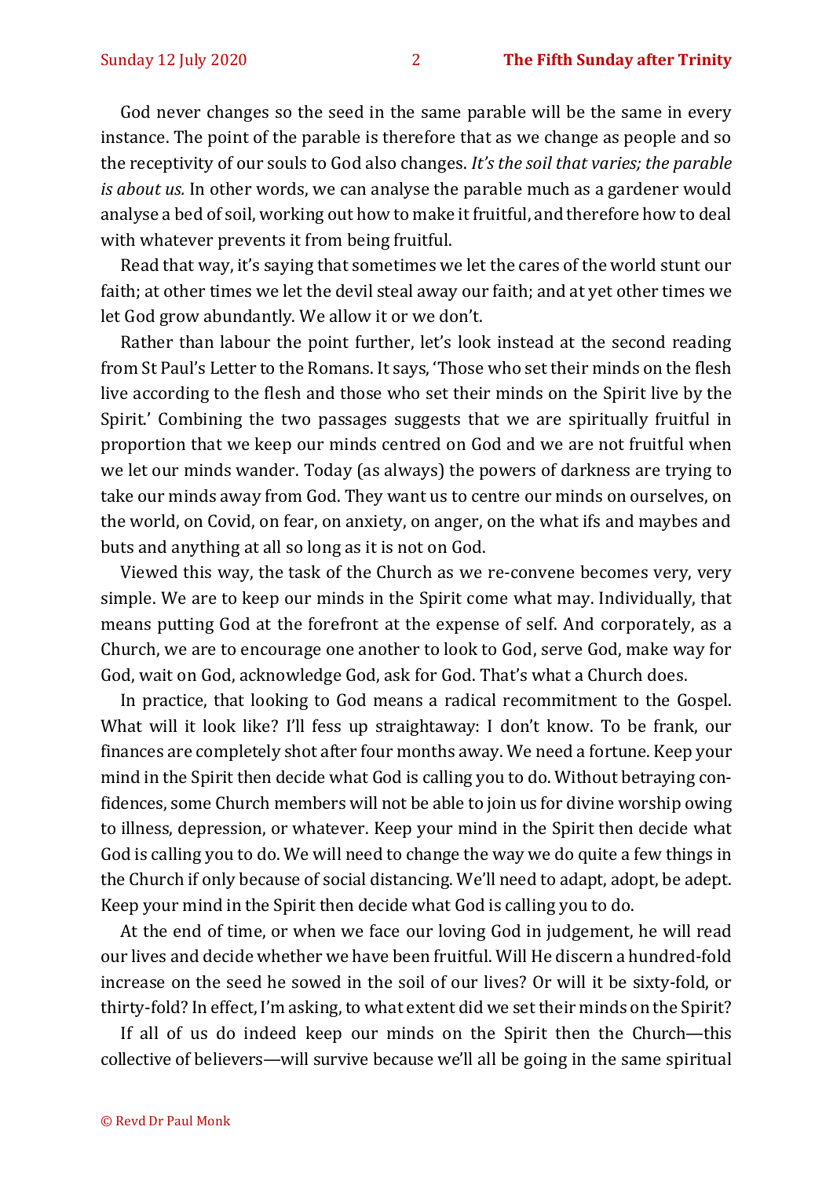God never changes so the seed in the same parable will be the same in every instance. The point of the parable is therefore that as we change as people and so the receptivity of our souls to God also changes. *It's the soil that varies; the parable is about us.* In other words, we can analyse the parable much as a gardener would analyse a bed of soil, working out how to make it fruitful, and therefore how to deal with whatever prevents it from being fruitful.

Read that way, it's saying that sometimes we let the cares of the world stunt our faith; at other times we let the devil steal away our faith; and at yet other times we let God grow abundantly. We allow it or we don't.

Rather than labour the point further, let's look instead at the second reading from St Paul's Letter to the Romans. It says, 'Those who set their minds on the flesh live according to the flesh and those who set their minds on the Spirit live by the Spirit.' Combining the two passages suggests that we are spiritually fruitful in proportion that we keep our minds centred on God and we are not fruitful when we let our minds wander. Today (as always) the powers of darkness are trying to take our minds away from God. They want us to centre our minds on ourselves, on the world, on Covid, on fear, on anxiety, on anger, on the what ifs and maybes and buts and anything at all so long as it is not on God.

Viewed this way, the task of the Church as we re-convene becomes very, very simple. We are to keep our minds in the Spirit come what may. Individually, that means putting God at the forefront at the expense of self. And corporately, as a Church, we are to encourage one another to look to God, serve God, make way for God, wait on God, acknowledge God, ask for God. That's what a Church does.

In practice, that looking to God means a radical recommitment to the Gospel. What will it look like? I'll fess up straightaway: I don't know. To be frank, our finances are completely shot after four months away. We need a fortune. Keep your mind in the Spirit then decide what God is calling you to do. Without betraying confidences, some Church members will not be able to join us for divine worship owing to illness, depression, or whatever. Keep your mind in the Spirit then decide what God is calling you to do. We will need to change the way we do quite a few things in the Church if only because of social distancing. We'll need to adapt, adopt, be adept. Keep your mind in the Spirit then decide what God is calling you to do.

At the end of time, or when we face our loving God in judgement, he will read our lives and decide whether we have been fruitful. Will He discern a hundred-fold increase on the seed he sowed in the soil of our lives? Or will it be sixty-fold, or thirty-fold? In effect, I'm asking, to what extent did we set their minds on the Spirit?

If all of us do indeed keep our minds on the Spirit then the Church—this collective of believers—will survive because we'll all be going in the same spiritual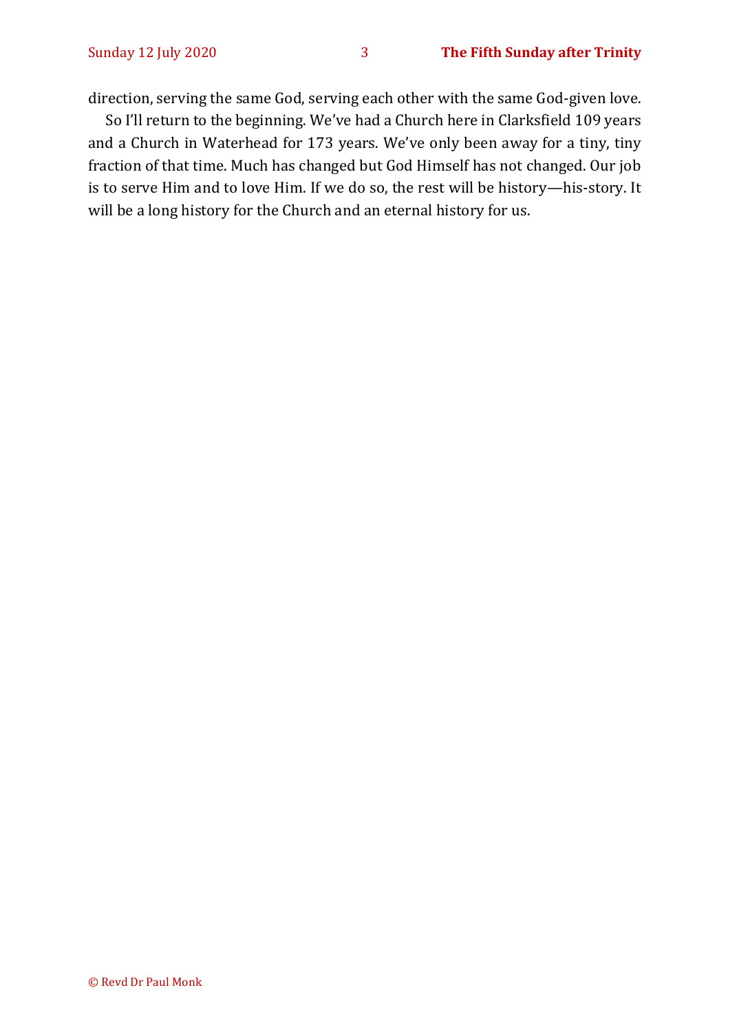direction, serving the same God, serving each other with the same God-given love.

So I'll return to the beginning. We've had a Church here in Clarksfield 109 years and a Church in Waterhead for 173 years. We've only been away for a tiny, tiny fraction of that time. Much has changed but God Himself has not changed. Our job is to serve Him and to love Him. If we do so, the rest will be history—his-story. It will be a long history for the Church and an eternal history for us.